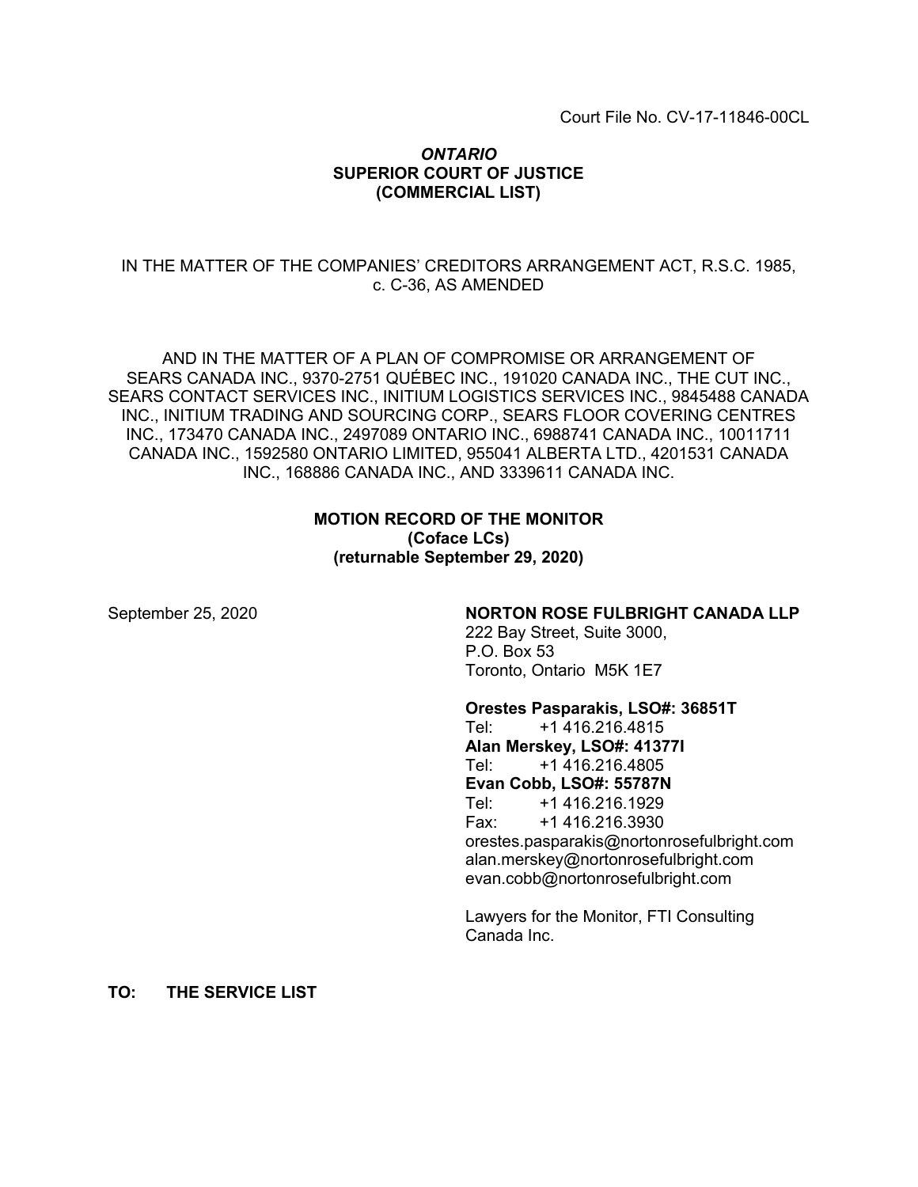Court File No. CV-17-11846-00CL

***ONTARIO***
**SUPERIOR COURT OF JUSTICE**
**(COMMERCIAL LIST)**

IN THE MATTER OF THE COMPANIES' CREDITORS ARRANGEMENT ACT, R.S.C. 1985, c. C-36, AS AMENDED

AND IN THE MATTER OF A PLAN OF COMPROMISE OR ARRANGEMENT OF SEARS CANADA INC., 9370-2751 QUÉBEC INC., 191020 CANADA INC., THE CUT INC., SEARS CONTACT SERVICES INC., INITIUM LOGISTICS SERVICES INC., 9845488 CANADA INC., INITIUM TRADING AND SOURCING CORP., SEARS FLOOR COVERING CENTRES INC., 173470 CANADA INC., 2497089 ONTARIO INC., 6988741 CANADA INC., 10011711 CANADA INC., 1592580 ONTARIO LIMITED, 955041 ALBERTA LTD., 4201531 CANADA INC., 168886 CANADA INC., AND 3339611 CANADA INC.

**MOTION RECORD OF THE MONITOR**
**(Coface LCs)**
**(returnable September 29, 2020)**

September 25, 2020

**NORTON ROSE FULBRIGHT CANADA LLP**
222 Bay Street, Suite 3000,
P.O. Box 53
Toronto, Ontario M5K 1E7

**Orestes Pasparakis, LSO#: 36851T**
Tel: +1 416.216.4815
**Alan Merskey, LSO#: 41377I**
Tel: +1 416.216.4805
**Evan Cobb, LSO#: 55787N**
Tel: +1 416.216.1929
Fax: +1 416.216.3930
orestes.pasparakis@nortonrosefulbright.com
alan.merskey@nortonrosefulbright.com
evan.cobb@nortonrosefulbright.com

Lawyers for the Monitor, FTI Consulting Canada Inc.

**TO: THE SERVICE LIST**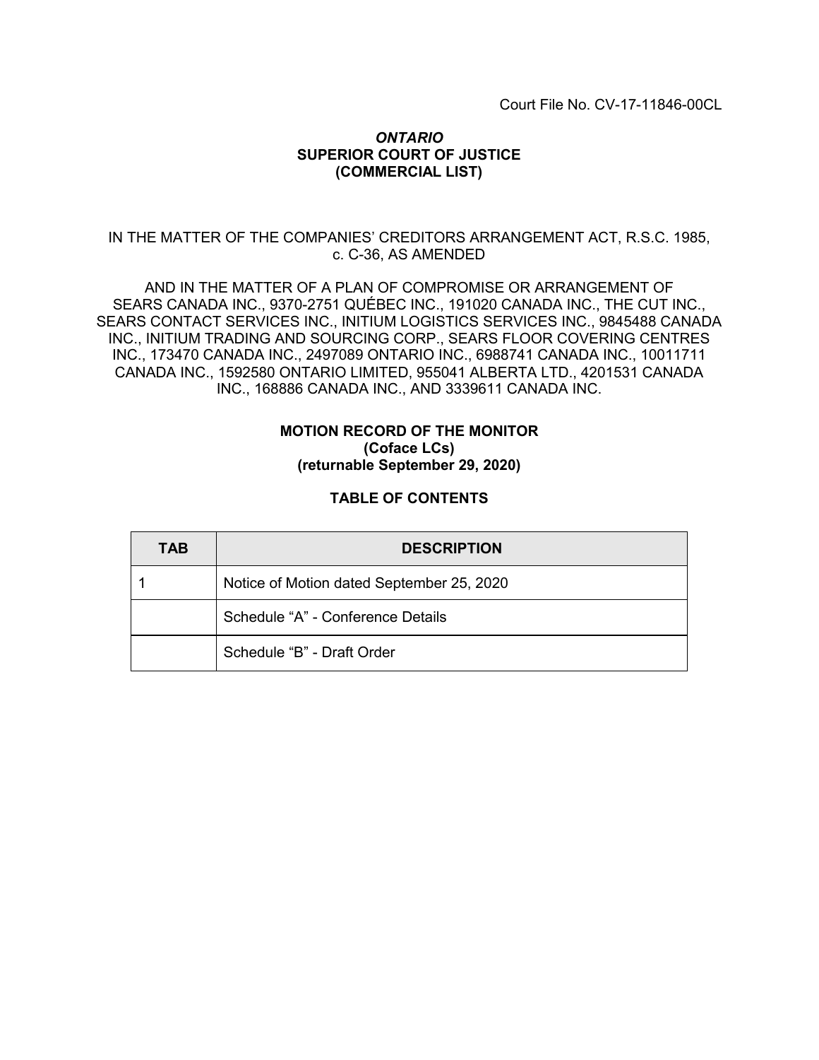Court File No. CV-17-11846-00CL

***ONTARIO***
**SUPERIOR COURT OF JUSTICE**
**(COMMERCIAL LIST)**

IN THE MATTER OF THE COMPANIES' CREDITORS ARRANGEMENT ACT, R.S.C. 1985, c. C-36, AS AMENDED

AND IN THE MATTER OF A PLAN OF COMPROMISE OR ARRANGEMENT OF SEARS CANADA INC., 9370-2751 QUÉBEC INC., 191020 CANADA INC., THE CUT INC., SEARS CONTACT SERVICES INC., INITIUM LOGISTICS SERVICES INC., 9845488 CANADA INC., INITIUM TRADING AND SOURCING CORP., SEARS FLOOR COVERING CENTRES INC., 173470 CANADA INC., 2497089 ONTARIO INC., 6988741 CANADA INC., 10011711 CANADA INC., 1592580 ONTARIO LIMITED, 955041 ALBERTA LTD., 4201531 CANADA INC., 168886 CANADA INC., AND 3339611 CANADA INC.

**MOTION RECORD OF THE MONITOR**
**(Coface LCs)**
**(returnable September 29, 2020)**

**TABLE OF CONTENTS**

| TAB | DESCRIPTION |
|---|---|
| 1 | Notice of Motion dated September 25, 2020 |
| | Schedule "A" - Conference Details |
| | Schedule "B" - Draft Order |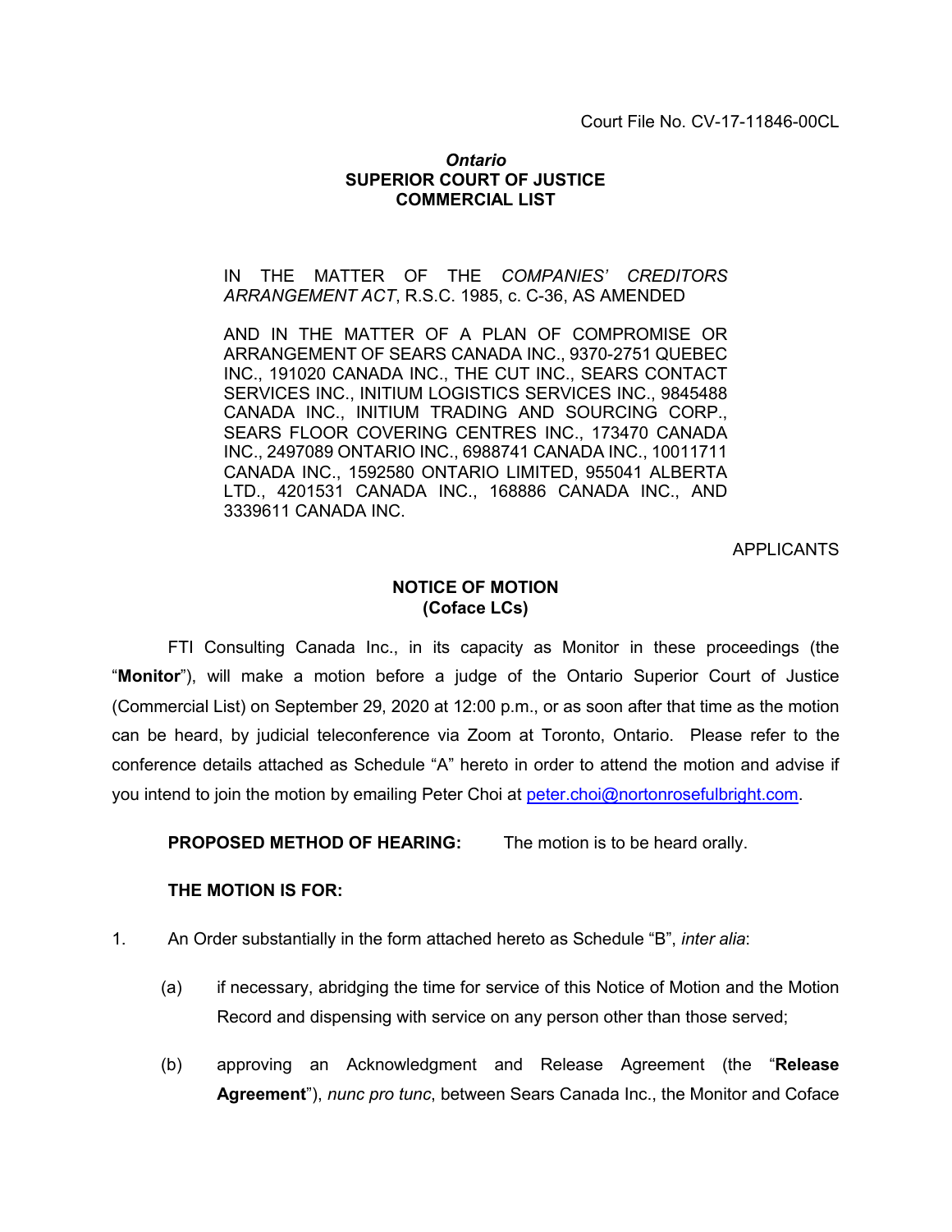Court File No. CV-17-11846-00CL

***Ontario***
**SUPERIOR COURT OF JUSTICE**
**COMMERCIAL LIST**

IN THE MATTER OF THE *COMPANIES' CREDITORS ARRANGEMENT ACT*, R.S.C. 1985, c. C-36, AS AMENDED

AND IN THE MATTER OF A PLAN OF COMPROMISE OR ARRANGEMENT OF SEARS CANADA INC., 9370-2751 QUEBEC INC., 191020 CANADA INC., THE CUT INC., SEARS CONTACT SERVICES INC., INITIUM LOGISTICS SERVICES INC., 9845488 CANADA INC., INITIUM TRADING AND SOURCING CORP., SEARS FLOOR COVERING CENTRES INC., 173470 CANADA INC., 2497089 ONTARIO INC., 6988741 CANADA INC., 10011711 CANADA INC., 1592580 ONTARIO LIMITED, 955041 ALBERTA LTD., 4201531 CANADA INC., 168886 CANADA INC., AND 3339611 CANADA INC.

APPLICANTS

**NOTICE OF MOTION**
**(Coface LCs)**

FTI Consulting Canada Inc., in its capacity as Monitor in these proceedings (the "**Monitor**"), will make a motion before a judge of the Ontario Superior Court of Justice (Commercial List) on September 29, 2020 at 12:00 p.m., or as soon after that time as the motion can be heard, by judicial teleconference via Zoom at Toronto, Ontario. Please refer to the conference details attached as Schedule "A" hereto in order to attend the motion and advise if you intend to join the motion by emailing Peter Choi at peter.choi@nortonrosefulbright.com.

**PROPOSED METHOD OF HEARING:** The motion is to be heard orally.

**THE MOTION IS FOR:**

1. An Order substantially in the form attached hereto as Schedule "B", *inter alia*:

   (a) if necessary, abridging the time for service of this Notice of Motion and the Motion Record and dispensing with service on any person other than those served;

   (b) approving an Acknowledgment and Release Agreement (the "**Release Agreement**"), *nunc pro tunc*, between Sears Canada Inc., the Monitor and Coface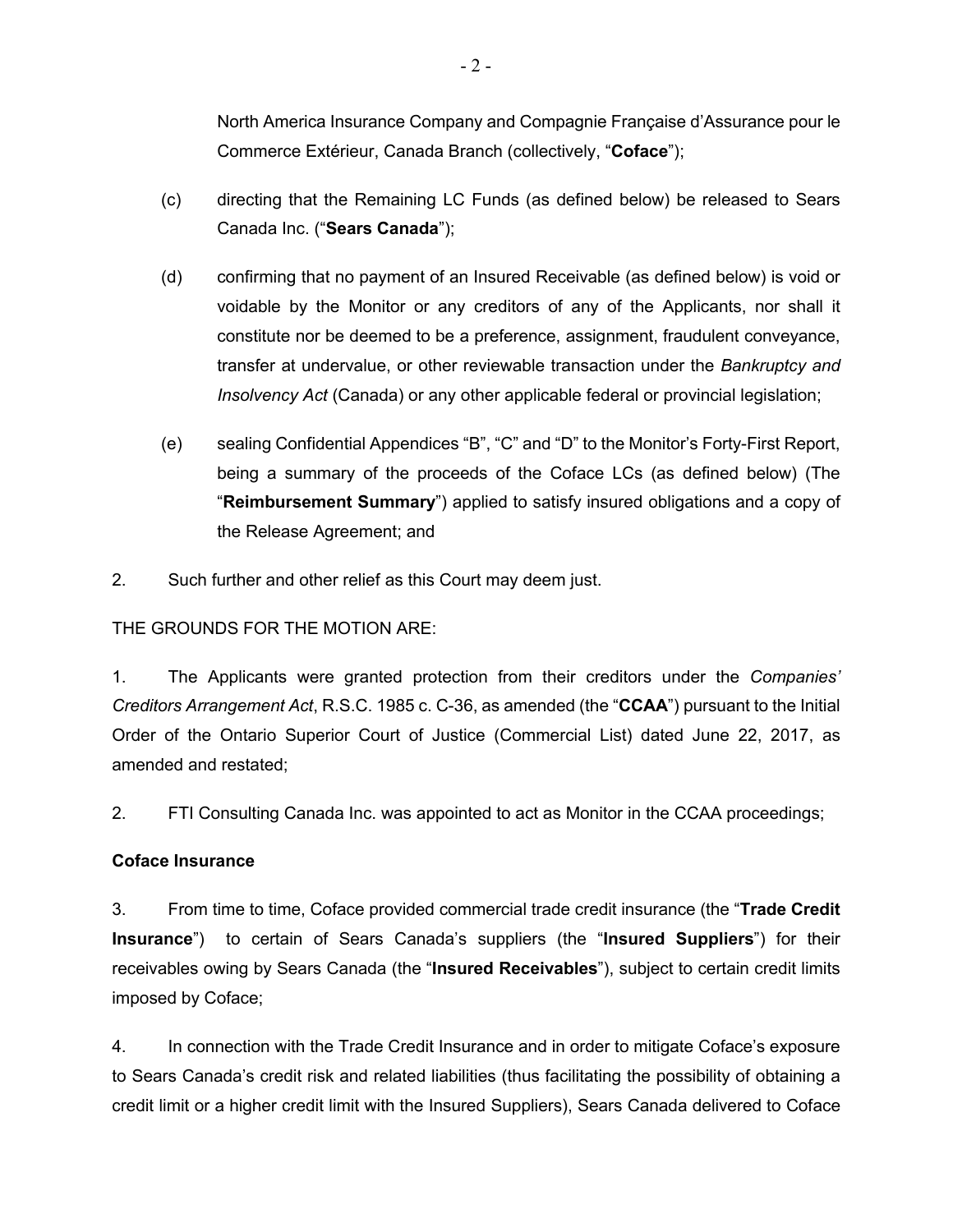North America Insurance Company and Compagnie Française d'Assurance pour le Commerce Extérieur, Canada Branch (collectively, "**Coface**");

(c) directing that the Remaining LC Funds (as defined below) be released to Sears Canada Inc. ("**Sears Canada**");

(d) confirming that no payment of an Insured Receivable (as defined below) is void or voidable by the Monitor or any creditors of any of the Applicants, nor shall it constitute nor be deemed to be a preference, assignment, fraudulent conveyance, transfer at undervalue, or other reviewable transaction under the *Bankruptcy and Insolvency Act* (Canada) or any other applicable federal or provincial legislation;

(e) sealing Confidential Appendices "B", "C" and "D" to the Monitor's Forty-First Report, being a summary of the proceeds of the Coface LCs (as defined below) (The "**Reimbursement Summary**") applied to satisfy insured obligations and a copy of the Release Agreement; and

2. Such further and other relief as this Court may deem just.

THE GROUNDS FOR THE MOTION ARE:

1. The Applicants were granted protection from their creditors under the *Companies' Creditors Arrangement Act*, R.S.C. 1985 c. C-36, as amended (the "**CCAA**") pursuant to the Initial Order of the Ontario Superior Court of Justice (Commercial List) dated June 22, 2017, as amended and restated;

2. FTI Consulting Canada Inc. was appointed to act as Monitor in the CCAA proceedings;

**Coface Insurance**

3. From time to time, Coface provided commercial trade credit insurance (the "**Trade Credit Insurance**") to certain of Sears Canada's suppliers (the "**Insured Suppliers**") for their receivables owing by Sears Canada (the "**Insured Receivables**"), subject to certain credit limits imposed by Coface;

4. In connection with the Trade Credit Insurance and in order to mitigate Coface's exposure to Sears Canada's credit risk and related liabilities (thus facilitating the possibility of obtaining a credit limit or a higher credit limit with the Insured Suppliers), Sears Canada delivered to Coface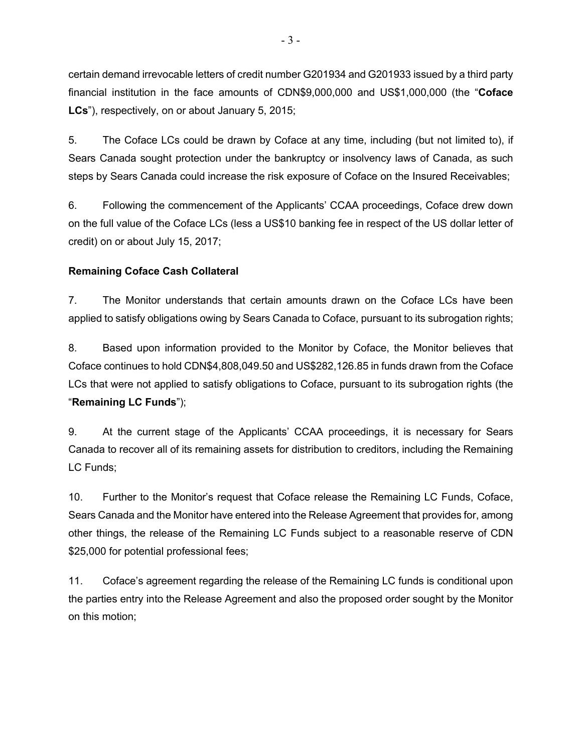certain demand irrevocable letters of credit number G201934 and G201933 issued by a third party financial institution in the face amounts of CDN$9,000,000 and US$1,000,000 (the "**Coface LCs**"), respectively, on or about January 5, 2015;

5. The Coface LCs could be drawn by Coface at any time, including (but not limited to), if Sears Canada sought protection under the bankruptcy or insolvency laws of Canada, as such steps by Sears Canada could increase the risk exposure of Coface on the Insured Receivables;

6. Following the commencement of the Applicants' CCAA proceedings, Coface drew down on the full value of the Coface LCs (less a US$10 banking fee in respect of the US dollar letter of credit) on or about July 15, 2017;

**Remaining Coface Cash Collateral**

7. The Monitor understands that certain amounts drawn on the Coface LCs have been applied to satisfy obligations owing by Sears Canada to Coface, pursuant to its subrogation rights;

8. Based upon information provided to the Monitor by Coface, the Monitor believes that Coface continues to hold CDN$4,808,049.50 and US$282,126.85 in funds drawn from the Coface LCs that were not applied to satisfy obligations to Coface, pursuant to its subrogation rights (the "**Remaining LC Funds**");

9. At the current stage of the Applicants' CCAA proceedings, it is necessary for Sears Canada to recover all of its remaining assets for distribution to creditors, including the Remaining LC Funds;

10. Further to the Monitor's request that Coface release the Remaining LC Funds, Coface, Sears Canada and the Monitor have entered into the Release Agreement that provides for, among other things, the release of the Remaining LC Funds subject to a reasonable reserve of CDN $25,000 for potential professional fees;

11. Coface's agreement regarding the release of the Remaining LC funds is conditional upon the parties entry into the Release Agreement and also the proposed order sought by the Monitor on this motion;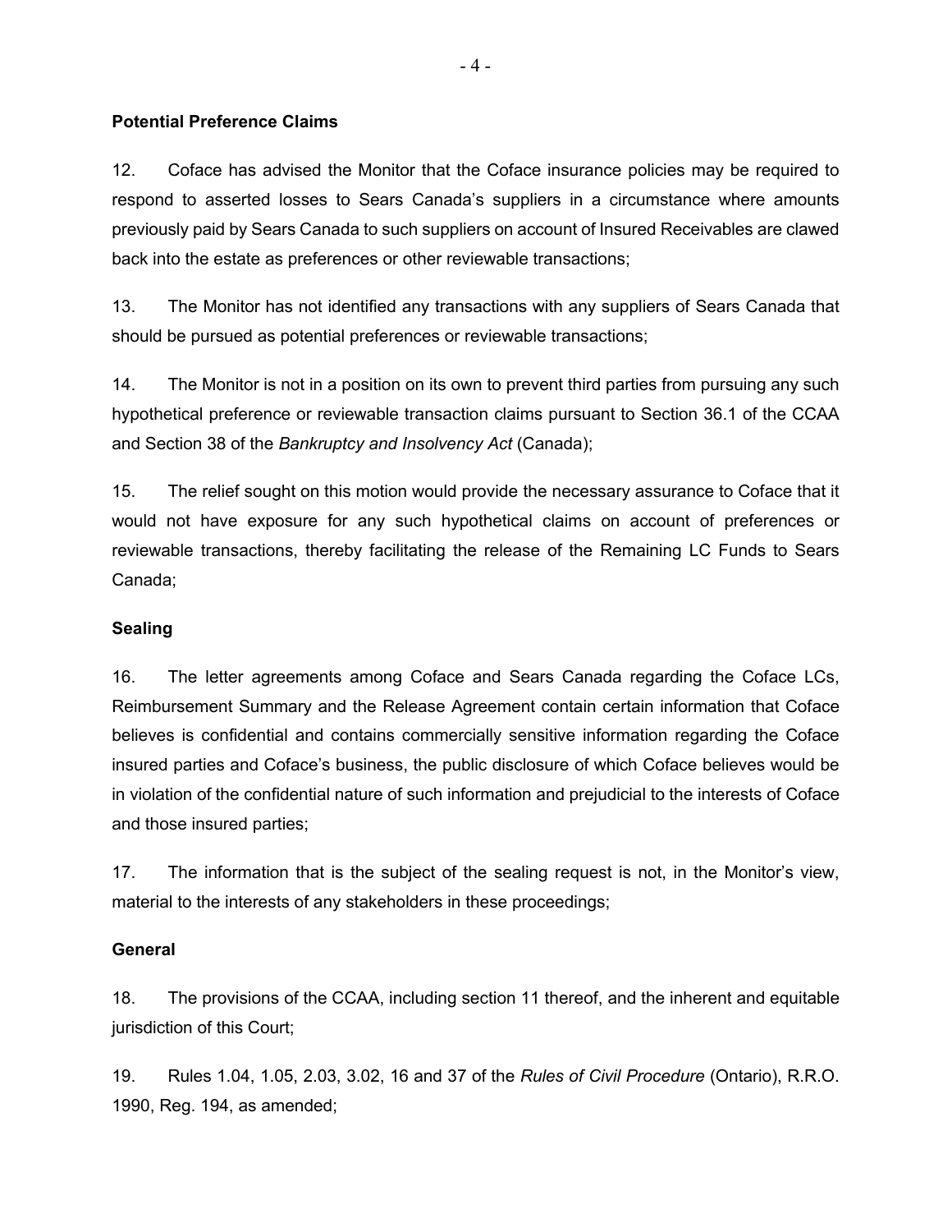**Potential Preference Claims**

12. Coface has advised the Monitor that the Coface insurance policies may be required to respond to asserted losses to Sears Canada's suppliers in a circumstance where amounts previously paid by Sears Canada to such suppliers on account of Insured Receivables are clawed back into the estate as preferences or other reviewable transactions;

13. The Monitor has not identified any transactions with any suppliers of Sears Canada that should be pursued as potential preferences or reviewable transactions;

14. The Monitor is not in a position on its own to prevent third parties from pursuing any such hypothetical preference or reviewable transaction claims pursuant to Section 36.1 of the CCAA and Section 38 of the *Bankruptcy and Insolvency Act* (Canada);

15. The relief sought on this motion would provide the necessary assurance to Coface that it would not have exposure for any such hypothetical claims on account of preferences or reviewable transactions, thereby facilitating the release of the Remaining LC Funds to Sears Canada;

**Sealing**

16. The letter agreements among Coface and Sears Canada regarding the Coface LCs, Reimbursement Summary and the Release Agreement contain certain information that Coface believes is confidential and contains commercially sensitive information regarding the Coface insured parties and Coface's business, the public disclosure of which Coface believes would be in violation of the confidential nature of such information and prejudicial to the interests of Coface and those insured parties;

17. The information that is the subject of the sealing request is not, in the Monitor's view, material to the interests of any stakeholders in these proceedings;

**General**

18. The provisions of the CCAA, including section 11 thereof, and the inherent and equitable jurisdiction of this Court;

19. Rules 1.04, 1.05, 2.03, 3.02, 16 and 37 of the *Rules of Civil Procedure* (Ontario), R.R.O. 1990, Reg. 194, as amended;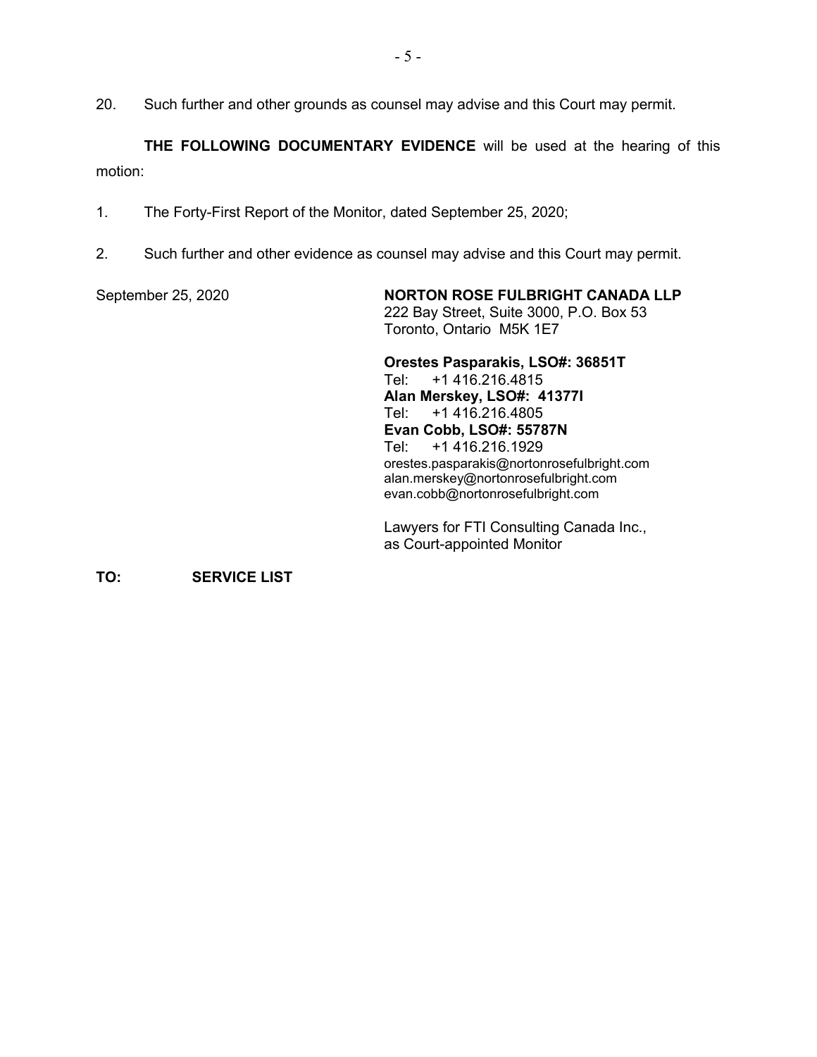20. Such further and other grounds as counsel may advise and this Court may permit.

**THE FOLLOWING DOCUMENTARY EVIDENCE** will be used at the hearing of this motion:

1. The Forty-First Report of the Monitor, dated September 25, 2020;

2. Such further and other evidence as counsel may advise and this Court may permit.

September 25, 2020

**NORTON ROSE FULBRIGHT CANADA LLP**
222 Bay Street, Suite 3000, P.O. Box 53
Toronto, Ontario M5K 1E7

**Orestes Pasparakis, LSO#: 36851T**
Tel: +1 416.216.4815
**Alan Merskey, LSO#: 41377I**
Tel: +1 416.216.4805
**Evan Cobb, LSO#: 55787N**
Tel: +1 416.216.1929
orestes.pasparakis@nortonrosefulbright.com
alan.merskey@nortonrosefulbright.com
evan.cobb@nortonrosefulbright.com

Lawyers for FTI Consulting Canada Inc., as Court-appointed Monitor

**TO: SERVICE LIST**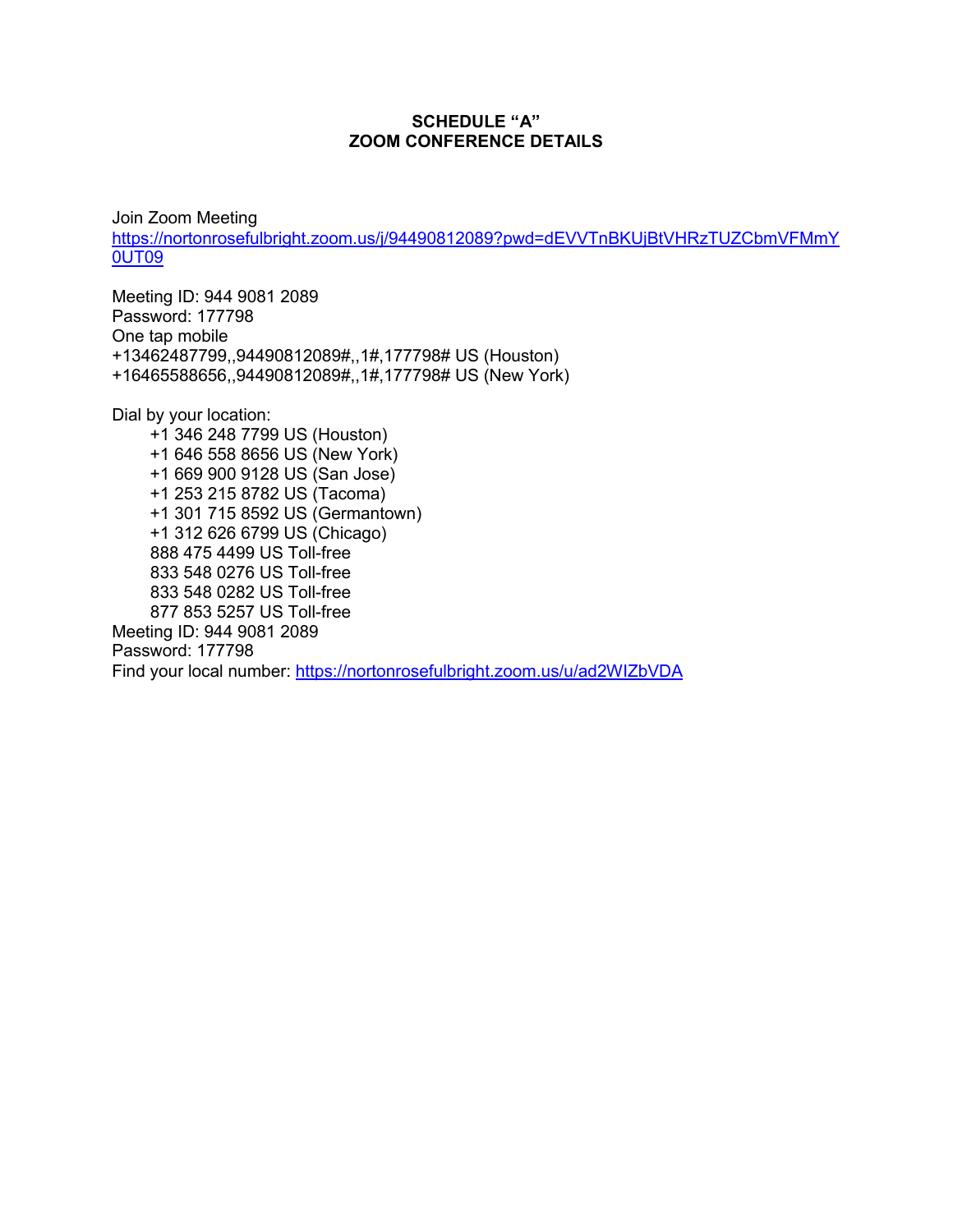**SCHEDULE "A"**
**ZOOM CONFERENCE DETAILS**

Join Zoom Meeting
https://nortonrosefulbright.zoom.us/j/94490812089?pwd=dEVVTnBKUjBtVHRzTUZCbmVFMmY0UT09

Meeting ID: 944 9081 2089
Password: 177798
One tap mobile
+13462487799,,94490812089#,,1#,177798# US (Houston)
+16465588656,,94490812089#,,1#,177798# US (New York)

Dial by your location:

+1 346 248 7799 US (Houston)
+1 646 558 8656 US (New York)
+1 669 900 9128 US (San Jose)
+1 253 215 8782 US (Tacoma)
+1 301 715 8592 US (Germantown)
+1 312 626 6799 US (Chicago)
888 475 4499 US Toll-free
833 548 0276 US Toll-free
833 548 0282 US Toll-free
877 853 5257 US Toll-free

Meeting ID: 944 9081 2089
Password: 177798
Find your local number: https://nortonrosefulbright.zoom.us/u/ad2WIZbVDA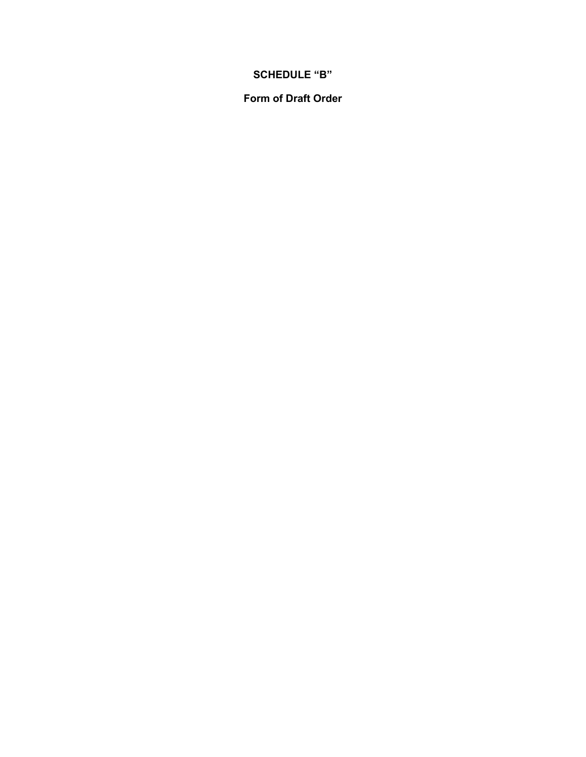# SCHEDULE "B"

## Form of Draft Order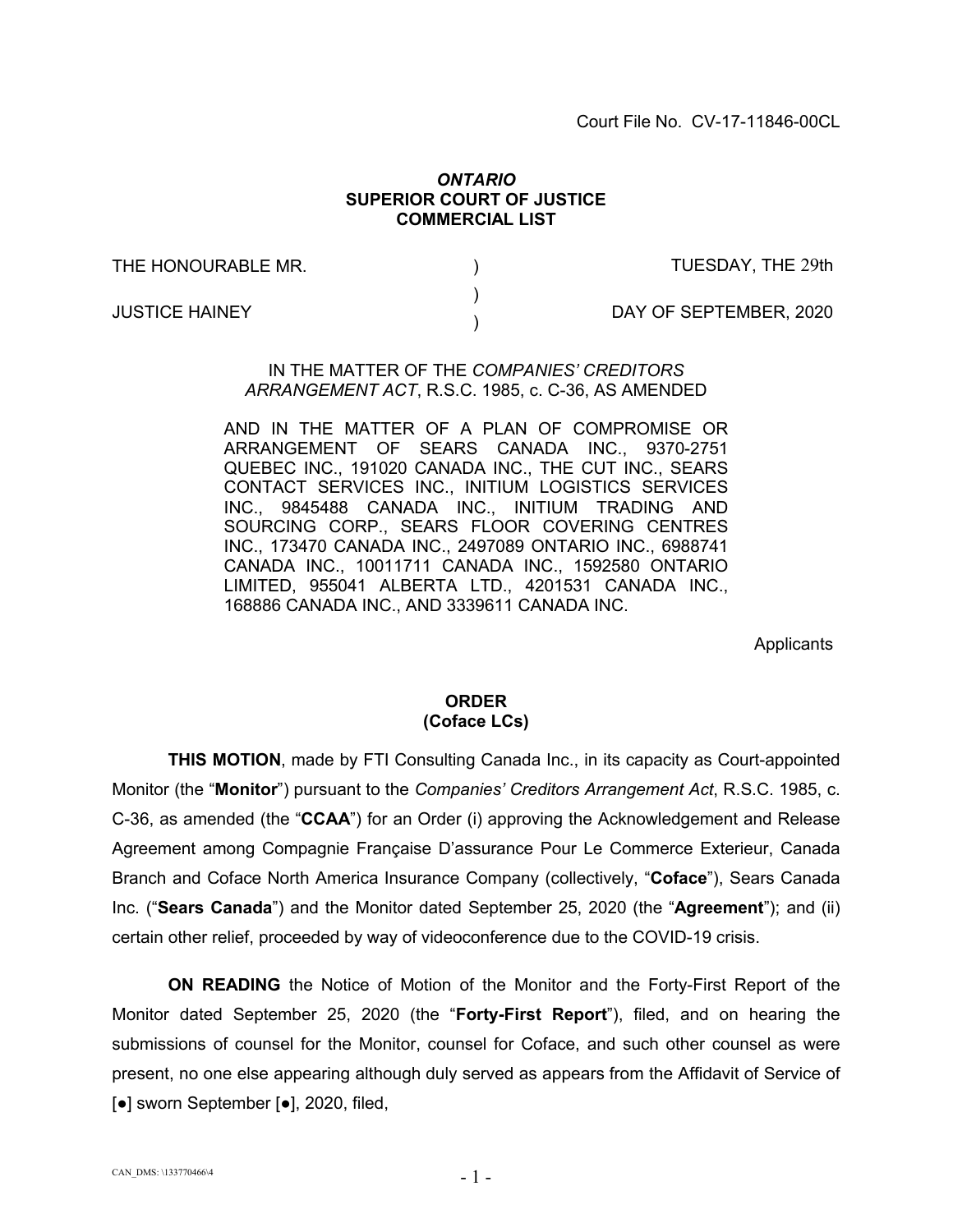Court File No. CV-17-11846-00CL

***ONTARIO***
**SUPERIOR COURT OF JUSTICE**
**COMMERCIAL LIST**

| | | |
|---|---|---|
| THE HONOURABLE MR. | ) | TUESDAY, THE 29th |
| | ) | |
| JUSTICE HAINEY | ) | DAY OF SEPTEMBER, 2020 |

IN THE MATTER OF THE *COMPANIES' CREDITORS ARRANGEMENT ACT*, R.S.C. 1985, c. C-36, AS AMENDED

AND IN THE MATTER OF A PLAN OF COMPROMISE OR ARRANGEMENT OF SEARS CANADA INC., 9370-2751 QUEBEC INC., 191020 CANADA INC., THE CUT INC., SEARS CONTACT SERVICES INC., INITIUM LOGISTICS SERVICES INC., 9845488 CANADA INC., INITIUM TRADING AND SOURCING CORP., SEARS FLOOR COVERING CENTRES INC., 173470 CANADA INC., 2497089 ONTARIO INC., 6988741 CANADA INC., 10011711 CANADA INC., 1592580 ONTARIO LIMITED, 955041 ALBERTA LTD., 4201531 CANADA INC., 168886 CANADA INC., AND 3339611 CANADA INC.

Applicants

**ORDER**
**(Coface LCs)**

**THIS MOTION**, made by FTI Consulting Canada Inc., in its capacity as Court-appointed Monitor (the "**Monitor**") pursuant to the *Companies' Creditors Arrangement Act*, R.S.C. 1985, c. C-36, as amended (the "**CCAA**") for an Order (i) approving the Acknowledgement and Release Agreement among Compagnie Française D'assurance Pour Le Commerce Exterieur, Canada Branch and Coface North America Insurance Company (collectively, "**Coface**"), Sears Canada Inc. ("**Sears Canada**") and the Monitor dated September 25, 2020 (the "**Agreement**"); and (ii) certain other relief, proceeded by way of videoconference due to the COVID-19 crisis.

**ON READING** the Notice of Motion of the Monitor and the Forty-First Report of the Monitor dated September 25, 2020 (the "**Forty-First Report**"), filed, and on hearing the submissions of counsel for the Monitor, counsel for Coface, and such other counsel as were present, no one else appearing although duly served as appears from the Affidavit of Service of [●] sworn September [●], 2020, filed,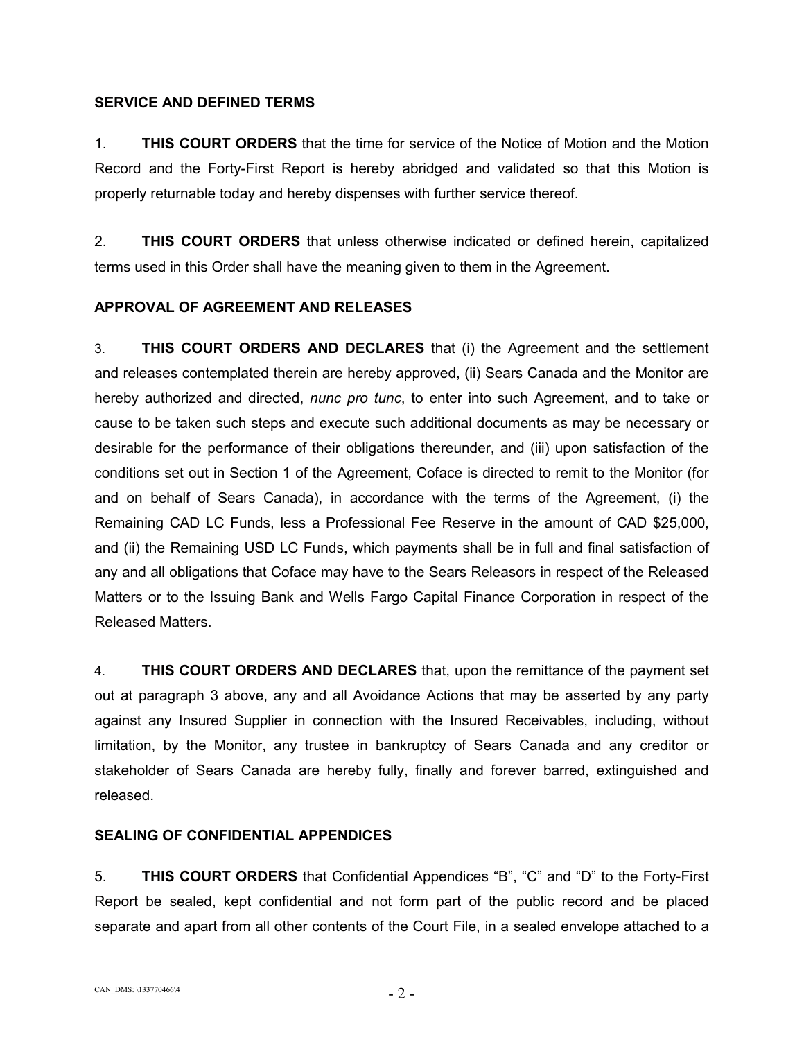## SERVICE AND DEFINED TERMS

1. **THIS COURT ORDERS** that the time for service of the Notice of Motion and the Motion Record and the Forty-First Report is hereby abridged and validated so that this Motion is properly returnable today and hereby dispenses with further service thereof.

2. **THIS COURT ORDERS** that unless otherwise indicated or defined herein, capitalized terms used in this Order shall have the meaning given to them in the Agreement.

## APPROVAL OF AGREEMENT AND RELEASES

3. **THIS COURT ORDERS AND DECLARES** that (i) the Agreement and the settlement and releases contemplated therein are hereby approved, (ii) Sears Canada and the Monitor are hereby authorized and directed, *nunc pro tunc*, to enter into such Agreement, and to take or cause to be taken such steps and execute such additional documents as may be necessary or desirable for the performance of their obligations thereunder, and (iii) upon satisfaction of the conditions set out in Section 1 of the Agreement, Coface is directed to remit to the Monitor (for and on behalf of Sears Canada), in accordance with the terms of the Agreement, (i) the Remaining CAD LC Funds, less a Professional Fee Reserve in the amount of CAD $25,000, and (ii) the Remaining USD LC Funds, which payments shall be in full and final satisfaction of any and all obligations that Coface may have to the Sears Releasors in respect of the Released Matters or to the Issuing Bank and Wells Fargo Capital Finance Corporation in respect of the Released Matters.

4. **THIS COURT ORDERS AND DECLARES** that, upon the remittance of the payment set out at paragraph 3 above, any and all Avoidance Actions that may be asserted by any party against any Insured Supplier in connection with the Insured Receivables, including, without limitation, by the Monitor, any trustee in bankruptcy of Sears Canada and any creditor or stakeholder of Sears Canada are hereby fully, finally and forever barred, extinguished and released.

## SEALING OF CONFIDENTIAL APPENDICES

5. **THIS COURT ORDERS** that Confidential Appendices "B", "C" and "D" to the Forty-First Report be sealed, kept confidential and not form part of the public record and be placed separate and apart from all other contents of the Court File, in a sealed envelope attached to a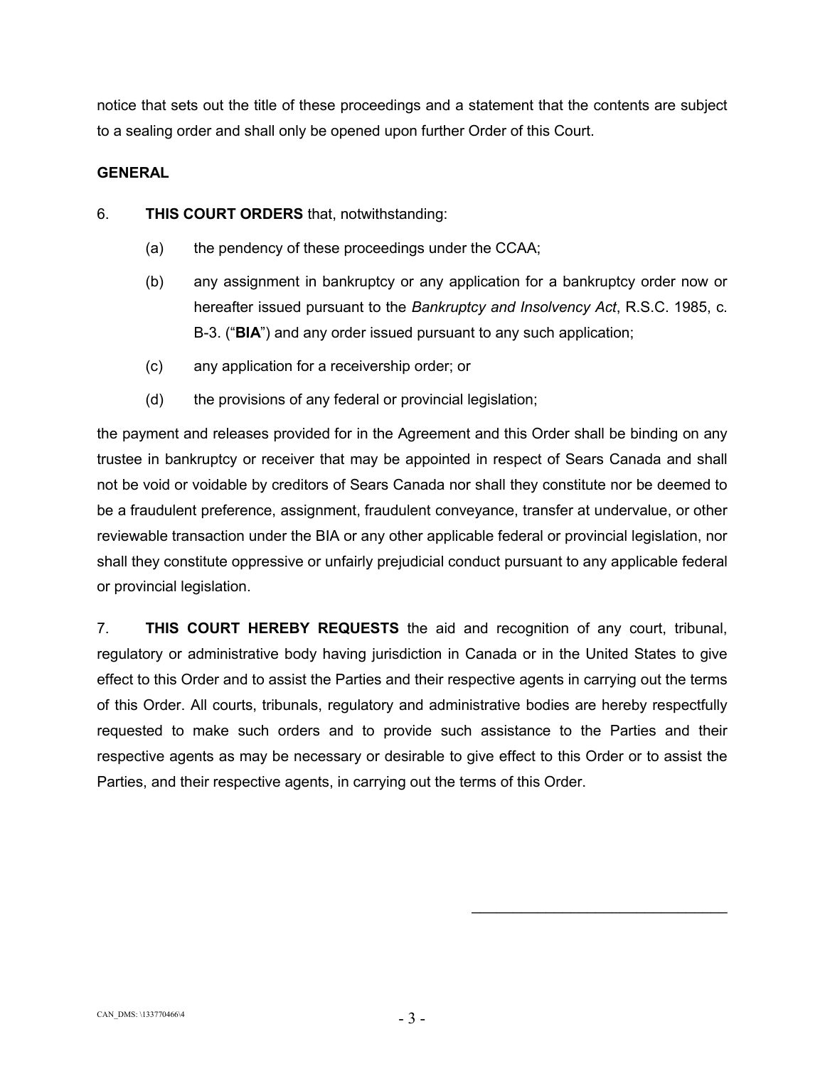notice that sets out the title of these proceedings and a statement that the contents are subject to a sealing order and shall only be opened upon further Order of this Court.

**GENERAL**

6. **THIS COURT ORDERS** that, notwithstanding:

(a) the pendency of these proceedings under the CCAA;

(b) any assignment in bankruptcy or any application for a bankruptcy order now or hereafter issued pursuant to the *Bankruptcy and Insolvency Act*, R.S.C. 1985, c. B-3. ("**BIA**") and any order issued pursuant to any such application;

(c) any application for a receivership order; or

(d) the provisions of any federal or provincial legislation;

the payment and releases provided for in the Agreement and this Order shall be binding on any trustee in bankruptcy or receiver that may be appointed in respect of Sears Canada and shall not be void or voidable by creditors of Sears Canada nor shall they constitute nor be deemed to be a fraudulent preference, assignment, fraudulent conveyance, transfer at undervalue, or other reviewable transaction under the BIA or any other applicable federal or provincial legislation, nor shall they constitute oppressive or unfairly prejudicial conduct pursuant to any applicable federal or provincial legislation.

7. **THIS COURT HEREBY REQUESTS** the aid and recognition of any court, tribunal, regulatory or administrative body having jurisdiction in Canada or in the United States to give effect to this Order and to assist the Parties and their respective agents in carrying out the terms of this Order. All courts, tribunals, regulatory and administrative bodies are hereby respectfully requested to make such orders and to provide such assistance to the Parties and their respective agents as may be necessary or desirable to give effect to this Order or to assist the Parties, and their respective agents, in carrying out the terms of this Order.

\_\_\_\_\_\_\_\_\_\_\_\_\_\_\_\_\_\_\_\_\_\_\_\_\_\_\_\_\_\_\_\_

CAN_DMS: \133770466\4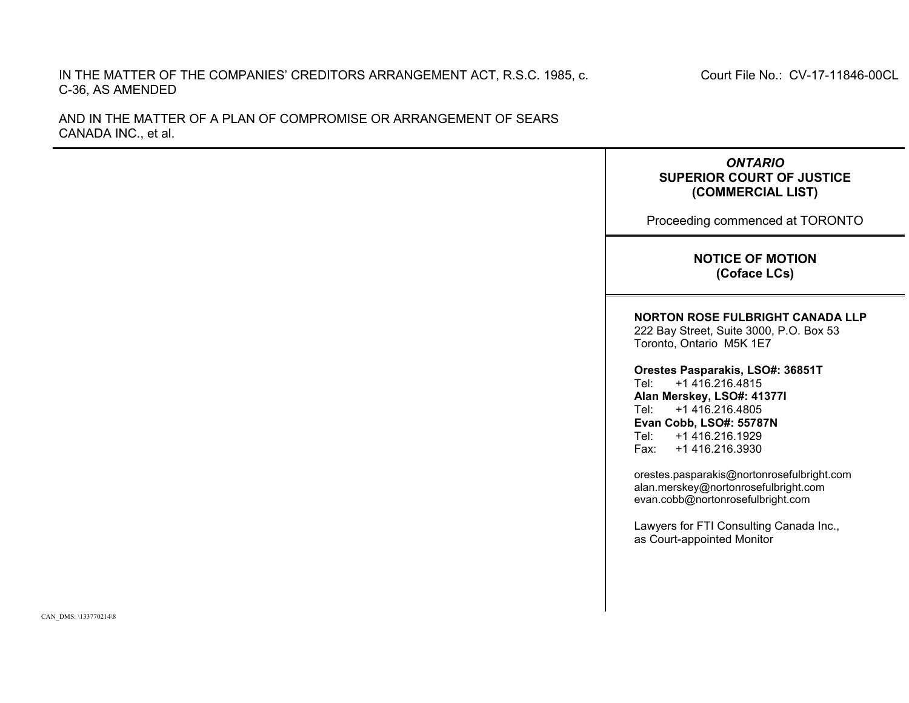IN THE MATTER OF THE COMPANIES' CREDITORS ARRANGEMENT ACT, R.S.C. 1985, c. C-36, AS AMENDED

Court File No.: CV-17-11846-00CL

AND IN THE MATTER OF A PLAN OF COMPROMISE OR ARRANGEMENT OF SEARS CANADA INC., et al.

***ONTARIO***
**SUPERIOR COURT OF JUSTICE**
**(COMMERCIAL LIST)**

Proceeding commenced at TORONTO

**NOTICE OF MOTION**
**(Coface LCs)**

**NORTON ROSE FULBRIGHT CANADA LLP**
222 Bay Street, Suite 3000, P.O. Box 53
Toronto, Ontario M5K 1E7

**Orestes Pasparakis, LSO#: 36851T**
Tel: +1 416.216.4815
**Alan Merskey, LSO#: 41377I**
Tel: +1 416.216.4805
**Evan Cobb, LSO#: 55787N**
Tel: +1 416.216.1929
Fax: +1 416.216.3930

orestes.pasparakis@nortonrosefulbright.com
alan.merskey@nortonrosefulbright.com
evan.cobb@nortonrosefulbright.com

Lawyers for FTI Consulting Canada Inc., as Court-appointed Monitor

CAN_DMS: \133770214\8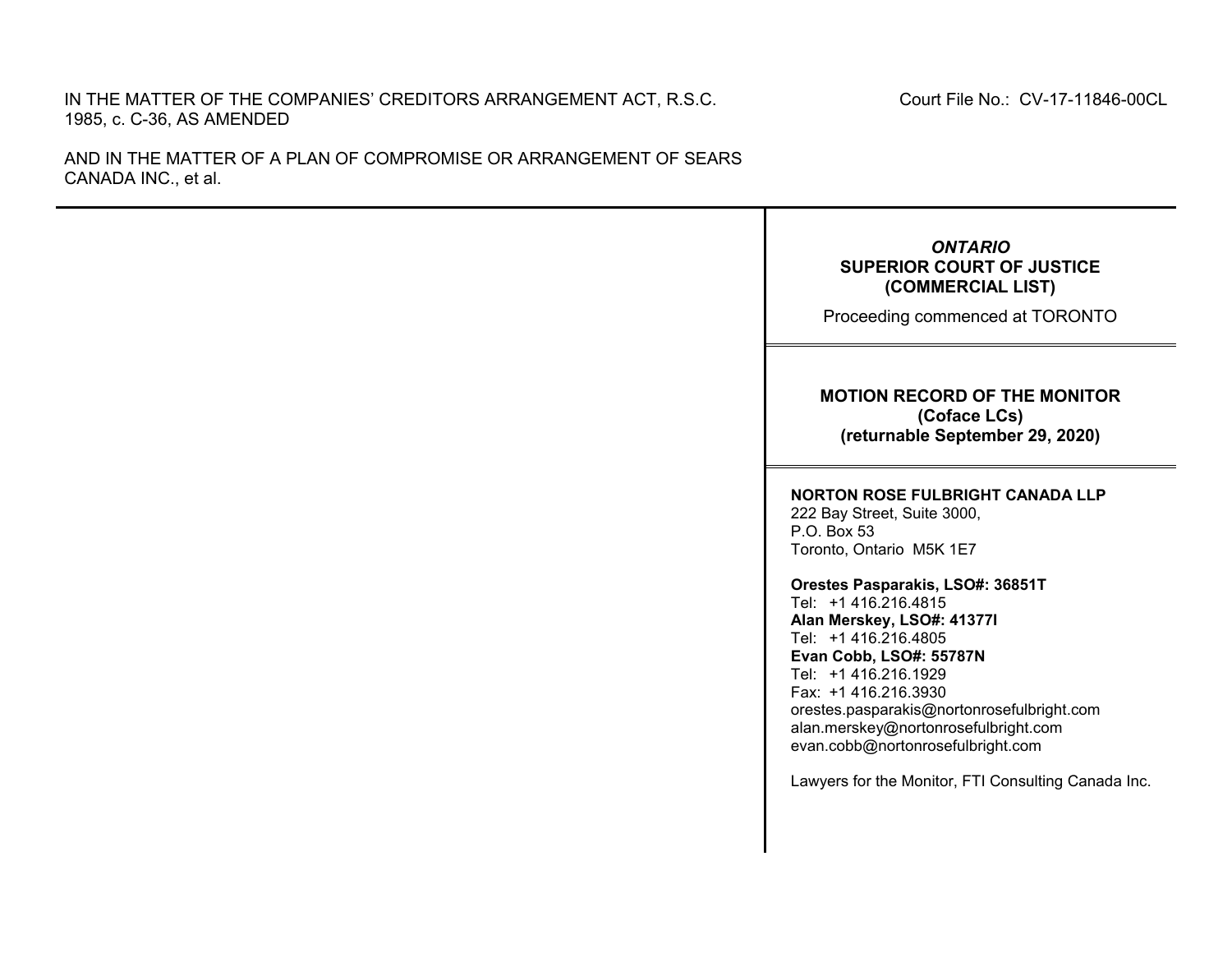IN THE MATTER OF THE COMPANIES' CREDITORS ARRANGEMENT ACT, R.S.C. 1985, c. C-36, AS AMENDED

Court File No.: CV-17-11846-00CL

AND IN THE MATTER OF A PLAN OF COMPROMISE OR ARRANGEMENT OF SEARS CANADA INC., et al.

***ONTARIO***
**SUPERIOR COURT OF JUSTICE**
**(COMMERCIAL LIST)**

Proceeding commenced at TORONTO

**MOTION RECORD OF THE MONITOR**
**(Coface LCs)**
**(returnable September 29, 2020)**

**NORTON ROSE FULBRIGHT CANADA LLP**
222 Bay Street, Suite 3000,
P.O. Box 53
Toronto, Ontario M5K 1E7

**Orestes Pasparakis, LSO#: 36851T**
Tel: +1 416.216.4815
**Alan Merskey, LSO#: 41377I**
Tel: +1 416.216.4805
**Evan Cobb, LSO#: 55787N**
Tel: +1 416.216.1929
Fax: +1 416.216.3930
orestes.pasparakis@nortonrosefulbright.com
alan.merskey@nortonrosefulbright.com
evan.cobb@nortonrosefulbright.com

Lawyers for the Monitor, FTI Consulting Canada Inc.